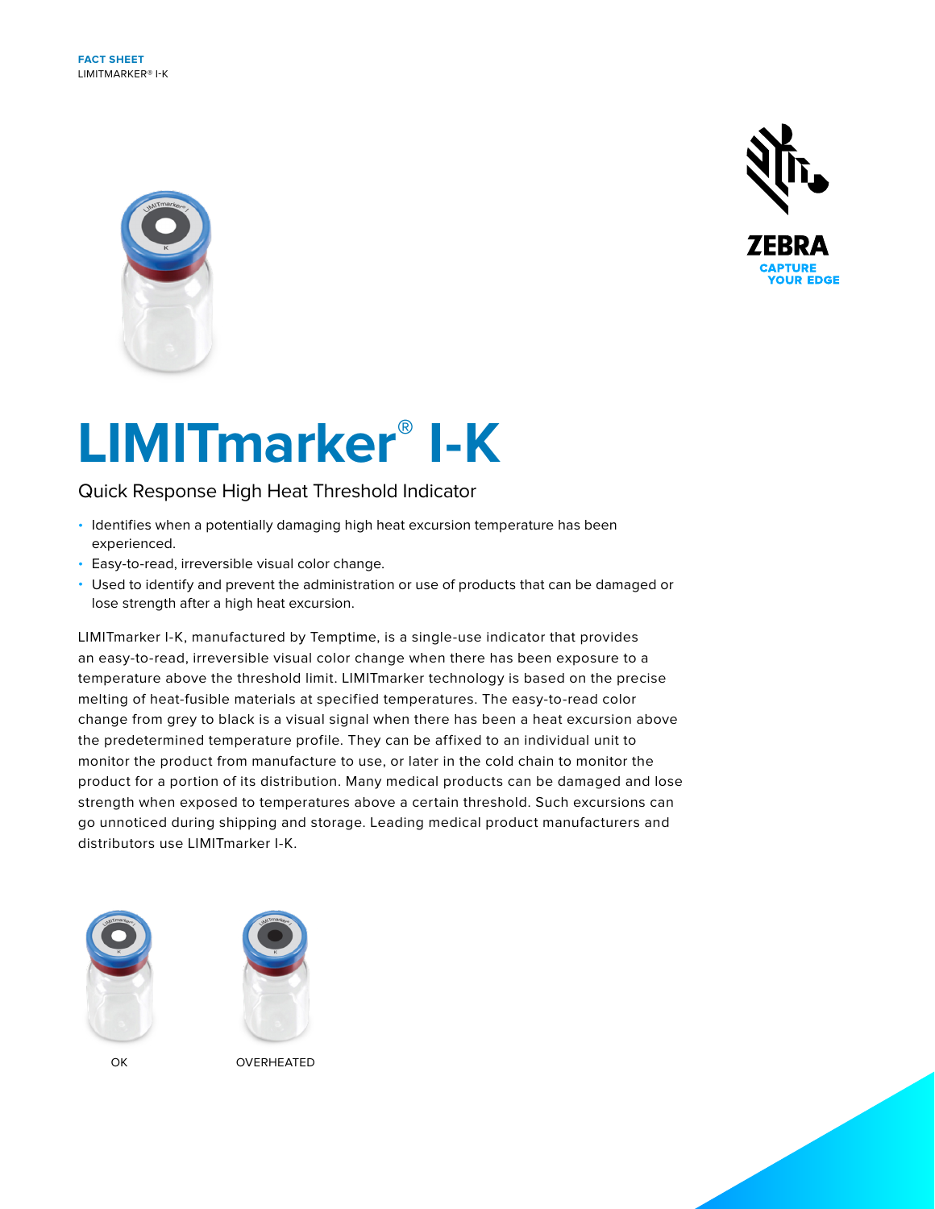FACT SHEET
LIMITMARKER® I-K

ZEBRA
CAPTURE YOUR EDGE

# LIMITmarker® I-K

## Quick Response High Heat Threshold Indicator

- Identifies when a potentially damaging high heat excursion temperature has been experienced.
- Easy-to-read, irreversible visual color change.
- Used to identify and prevent the administration or use of products that can be damaged or lose strength after a high heat excursion.

LIMITmarker I-K, manufactured by Temptime, is a single-use indicator that provides an easy-to-read, irreversible visual color change when there has been exposure to a temperature above the threshold limit. LIMITmarker technology is based on the precise melting of heat-fusible materials at specified temperatures. The easy-to-read color change from grey to black is a visual signal when there has been a heat excursion above the predetermined temperature profile. They can be affixed to an individual unit to monitor the product from manufacture to use, or later in the cold chain to monitor the product for a portion of its distribution. Many medical products can be damaged and lose strength when exposed to temperatures above a certain threshold. Such excursions can go unnoticed during shipping and storage. Leading medical product manufacturers and distributors use LIMITmarker I-K.

OK

OVERHEATED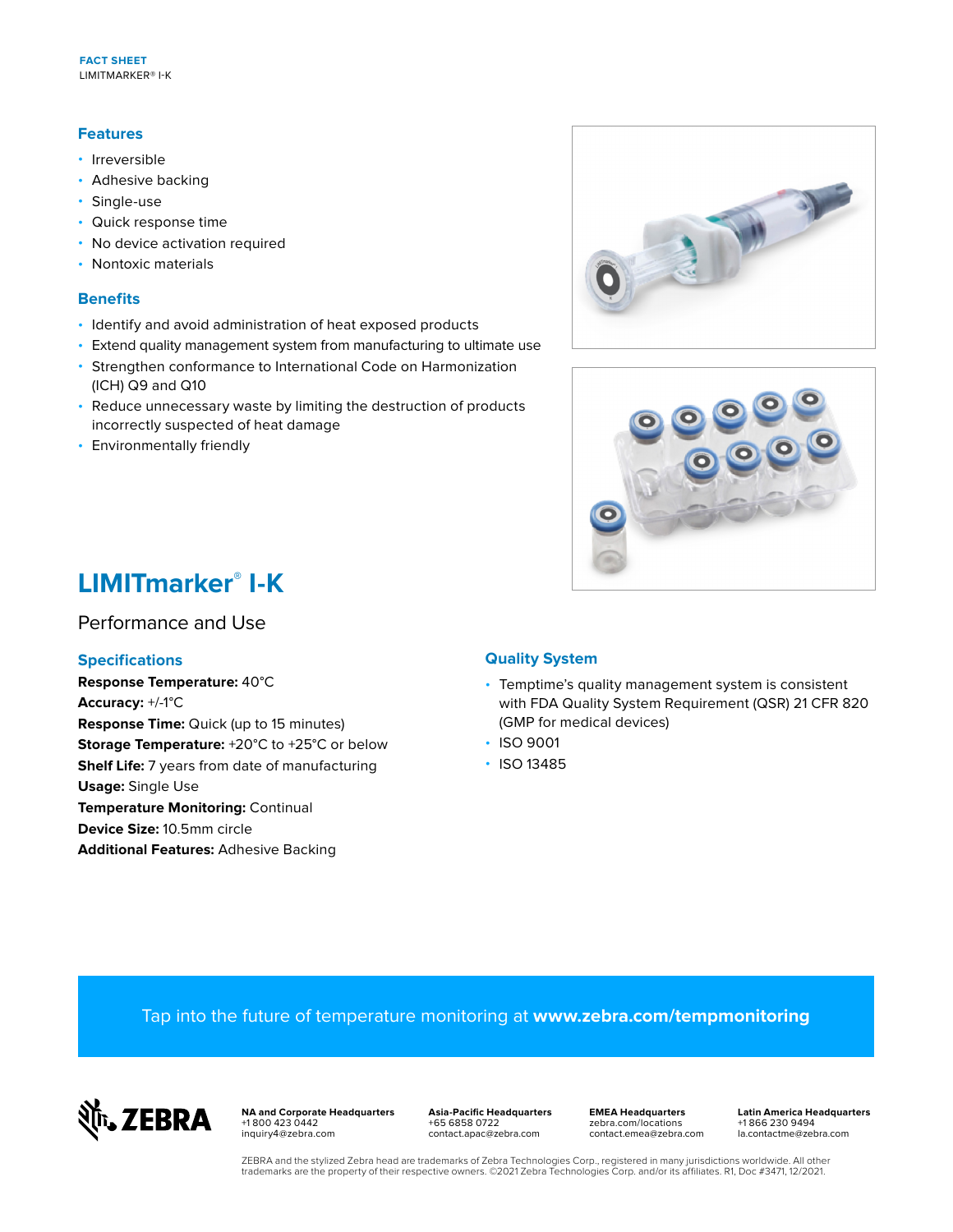## Features

- Irreversible
- Adhesive backing
- Single-use
- Quick response time
- No device activation required
- Nontoxic materials

## Benefits

- Identify and avoid administration of heat exposed products
- Extend quality management system from manufacturing to ultimate use
- Strengthen conformance to International Code on Harmonization (ICH) Q9 and Q10
- Reduce unnecessary waste by limiting the destruction of products incorrectly suspected of heat damage
- Environmentally friendly

# LIMITmarker® I-K

Performance and Use

## Specifications

**Response Temperature:** 40°C
**Accuracy:** +/-1°C
**Response Time:** Quick (up to 15 minutes)
**Storage Temperature:** +20°C to +25°C or below
**Shelf Life:** 7 years from date of manufacturing
**Usage:** Single Use
**Temperature Monitoring:** Continual
**Device Size:** 10.5mm circle
**Additional Features:** Adhesive Backing

## Quality System

- Temptime's quality management system is consistent with FDA Quality System Requirement (QSR) 21 CFR 820 (GMP for medical devices)
- ISO 9001
- ISO 13485

Tap into the future of temperature monitoring at **www.zebra.com/tempmonitoring**

**NA and Corporate Headquarters**
+1 800 423 0442
inquiry4@zebra.com

**Asia-Pacific Headquarters**
+65 6858 0722
contact.apac@zebra.com

**EMEA Headquarters**
zebra.com/locations
contact.emea@zebra.com

**Latin America Headquarters**
+1 866 230 9494
la.contactme@zebra.com

ZEBRA and the stylized Zebra head are trademarks of Zebra Technologies Corp., registered in many jurisdictions worldwide. All other trademarks are the property of their respective owners. ©2021 Zebra Technologies Corp. and/or its affiliates. R1, Doc #3471, 12/2021.